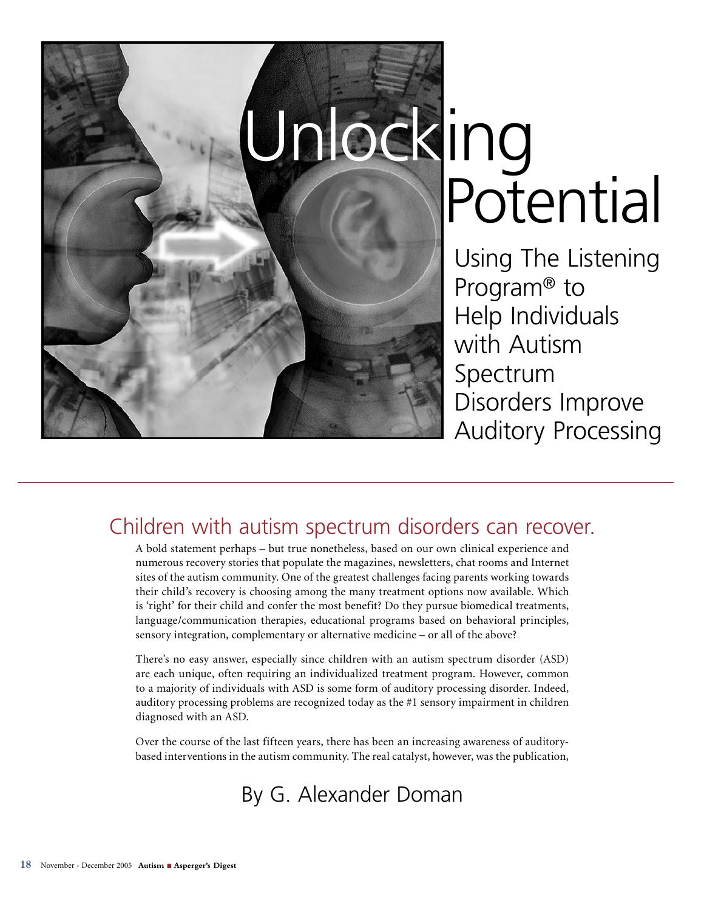# Unlocking Potential

## Using The Listening Program® to Help Individuals with Autism Spectrum Disorders Improve Auditory Processing

### Children with autism spectrum disorders can recover.

A bold statement perhaps – but true nonetheless, based on our own clinical experience and numerous recovery stories that populate the magazines, newsletters, chat rooms and Internet sites of the autism community. One of the greatest challenges facing parents working towards their child's recovery is choosing among the many treatment options now available. Which is 'right' for their child and confer the most benefit? Do they pursue biomedical treatments, language/communication therapies, educational programs based on behavioral principles, sensory integration, complementary or alternative medicine – or all of the above?

There's no easy answer, especially since children with an autism spectrum disorder (ASD) are each unique, often requiring an individualized treatment program. However, common to a majority of individuals with ASD is some form of auditory processing disorder. Indeed, auditory processing problems are recognized today as the #1 sensory impairment in children diagnosed with an ASD.

Over the course of the last fifteen years, there has been an increasing awareness of auditory-based interventions in the autism community. The real catalyst, however, was the publication,

By G. Alexander Doman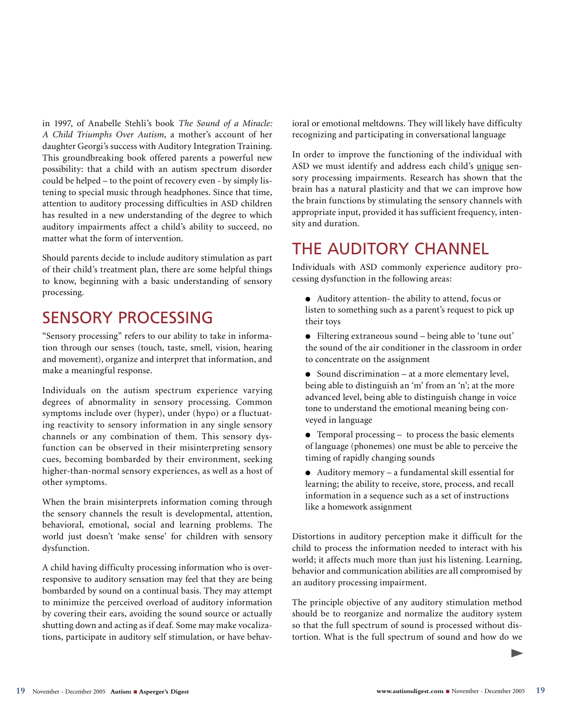in 1997, of Anabelle Stehli's book *The Sound of a Miracle: A Child Triumphs Over Autism*, a mother's account of her daughter Georgi's success with Auditory Integration Training. This groundbreaking book offered parents a powerful new possibility: that a child with an autism spectrum disorder could be helped – to the point of recovery even - by simply listening to special music through headphones. Since that time, attention to auditory processing difficulties in ASD children has resulted in a new understanding of the degree to which auditory impairments affect a child's ability to succeed, no matter what the form of intervention.

Should parents decide to include auditory stimulation as part of their child's treatment plan, there are some helpful things to know, beginning with a basic understanding of sensory processing.

## SENSORY PROCESSING

"Sensory processing" refers to our ability to take in information through our senses (touch, taste, smell, vision, hearing and movement), organize and interpret that information, and make a meaningful response.

Individuals on the autism spectrum experience varying degrees of abnormality in sensory processing. Common symptoms include over (hyper), under (hypo) or a fluctuating reactivity to sensory information in any single sensory channels or any combination of them. This sensory dysfunction can be observed in their misinterpreting sensory cues, becoming bombarded by their environment, seeking higher-than-normal sensory experiences, as well as a host of other symptoms.

When the brain misinterprets information coming through the sensory channels the result is developmental, attention, behavioral, emotional, social and learning problems. The world just doesn't 'make sense' for children with sensory dysfunction.

A child having difficulty processing information who is over-responsive to auditory sensation may feel that they are being bombarded by sound on a continual basis. They may attempt to minimize the perceived overload of auditory information by covering their ears, avoiding the sound source or actually shutting down and acting as if deaf. Some may make vocalizations, participate in auditory self stimulation, or have behavioral or emotional meltdowns. They will likely have difficulty recognizing and participating in conversational language

In order to improve the functioning of the individual with ASD we must identify and address each child's unique sensory processing impairments. Research has shown that the brain has a natural plasticity and that we can improve how the brain functions by stimulating the sensory channels with appropriate input, provided it has sufficient frequency, intensity and duration.

## THE AUDITORY CHANNEL

Individuals with ASD commonly experience auditory processing dysfunction in the following areas:

- Auditory attention- the ability to attend, focus or listen to something such as a parent's request to pick up their toys
- Filtering extraneous sound – being able to 'tune out' the sound of the air conditioner in the classroom in order to concentrate on the assignment
- Sound discrimination – at a more elementary level, being able to distinguish an 'm' from an 'n'; at the more advanced level, being able to distinguish change in voice tone to understand the emotional meaning being conveyed in language
- Temporal processing – to process the basic elements of language (phonemes) one must be able to perceive the timing of rapidly changing sounds
- Auditory memory – a fundamental skill essential for learning; the ability to receive, store, process, and recall information in a sequence such as a set of instructions like a homework assignment

Distortions in auditory perception make it difficult for the child to process the information needed to interact with his world; it affects much more than just his listening. Learning, behavior and communication abilities are all compromised by an auditory processing impairment.

The principle objective of any auditory stimulation method should be to reorganize and normalize the auditory system so that the full spectrum of sound is processed without distortion. What is the full spectrum of sound and how do we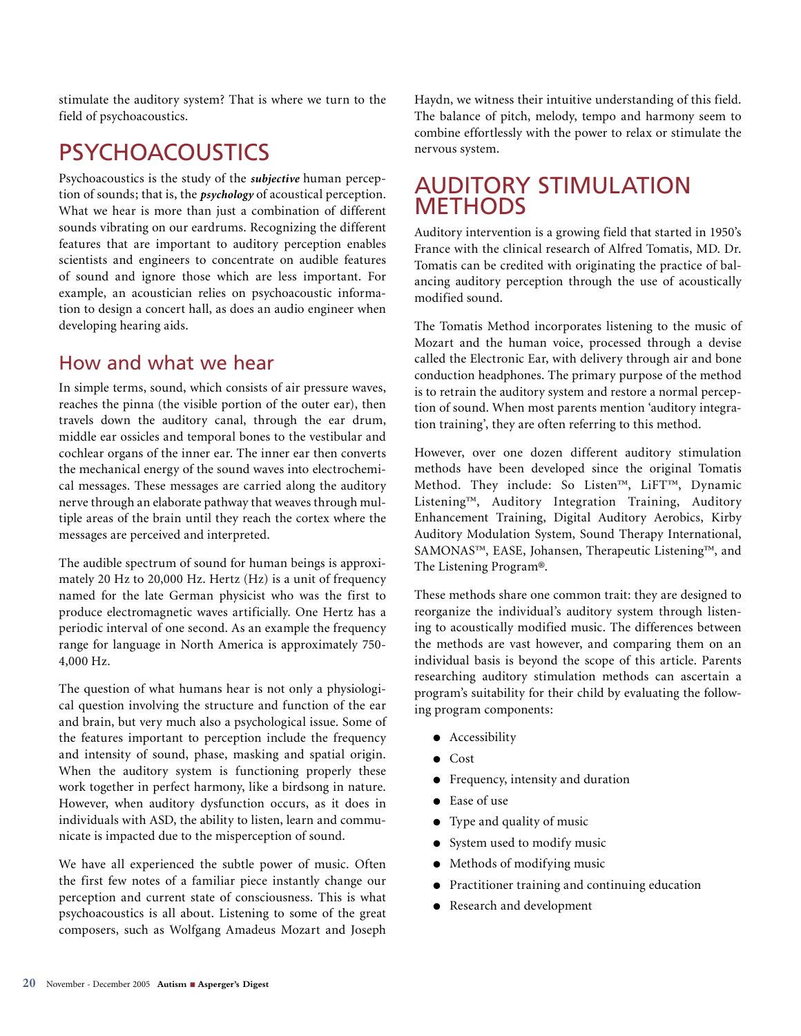stimulate the auditory system? That is where we turn to the field of psychoacoustics.

## PSYCHOACOUSTICS

Psychoacoustics is the study of the ***subjective*** human perception of sounds; that is, the ***psychology*** of acoustical perception. What we hear is more than just a combination of different sounds vibrating on our eardrums. Recognizing the different features that are important to auditory perception enables scientists and engineers to concentrate on audible features of sound and ignore those which are less important. For example, an acoustician relies on psychoacoustic information to design a concert hall, as does an audio engineer when developing hearing aids.

### How and what we hear

In simple terms, sound, which consists of air pressure waves, reaches the pinna (the visible portion of the outer ear), then travels down the auditory canal, through the ear drum, middle ear ossicles and temporal bones to the vestibular and cochlear organs of the inner ear. The inner ear then converts the mechanical energy of the sound waves into electrochemical messages. These messages are carried along the auditory nerve through an elaborate pathway that weaves through multiple areas of the brain until they reach the cortex where the messages are perceived and interpreted.

The audible spectrum of sound for human beings is approximately 20 Hz to 20,000 Hz. Hertz (Hz) is a unit of frequency named for the late German physicist who was the first to produce electromagnetic waves artificially. One Hertz has a periodic interval of one second. As an example the frequency range for language in North America is approximately 750-4,000 Hz.

The question of what humans hear is not only a physiological question involving the structure and function of the ear and brain, but very much also a psychological issue. Some of the features important to perception include the frequency and intensity of sound, phase, masking and spatial origin. When the auditory system is functioning properly these work together in perfect harmony, like a birdsong in nature. However, when auditory dysfunction occurs, as it does in individuals with ASD, the ability to listen, learn and communicate is impacted due to the misperception of sound.

We have all experienced the subtle power of music. Often the first few notes of a familiar piece instantly change our perception and current state of consciousness. This is what psychoacoustics is all about. Listening to some of the great composers, such as Wolfgang Amadeus Mozart and Joseph Haydn, we witness their intuitive understanding of this field. The balance of pitch, melody, tempo and harmony seem to combine effortlessly with the power to relax or stimulate the nervous system.

## AUDITORY STIMULATION METHODS

Auditory intervention is a growing field that started in 1950's France with the clinical research of Alfred Tomatis, MD. Dr. Tomatis can be credited with originating the practice of balancing auditory perception through the use of acoustically modified sound.

The Tomatis Method incorporates listening to the music of Mozart and the human voice, processed through a devise called the Electronic Ear, with delivery through air and bone conduction headphones. The primary purpose of the method is to retrain the auditory system and restore a normal perception of sound. When most parents mention 'auditory integration training', they are often referring to this method.

However, over one dozen different auditory stimulation methods have been developed since the original Tomatis Method. They include: So Listen™, LiFT™, Dynamic Listening™, Auditory Integration Training, Auditory Enhancement Training, Digital Auditory Aerobics, Kirby Auditory Modulation System, Sound Therapy International, SAMONAS™, EASE, Johansen, Therapeutic Listening™, and The Listening Program®.

These methods share one common trait: they are designed to reorganize the individual's auditory system through listening to acoustically modified music. The differences between the methods are vast however, and comparing them on an individual basis is beyond the scope of this article. Parents researching auditory stimulation methods can ascertain a program's suitability for their child by evaluating the following program components:

- Accessibility
- Cost
- Frequency, intensity and duration
- Ease of use
- Type and quality of music
- System used to modify music
- Methods of modifying music
- Practitioner training and continuing education
- Research and development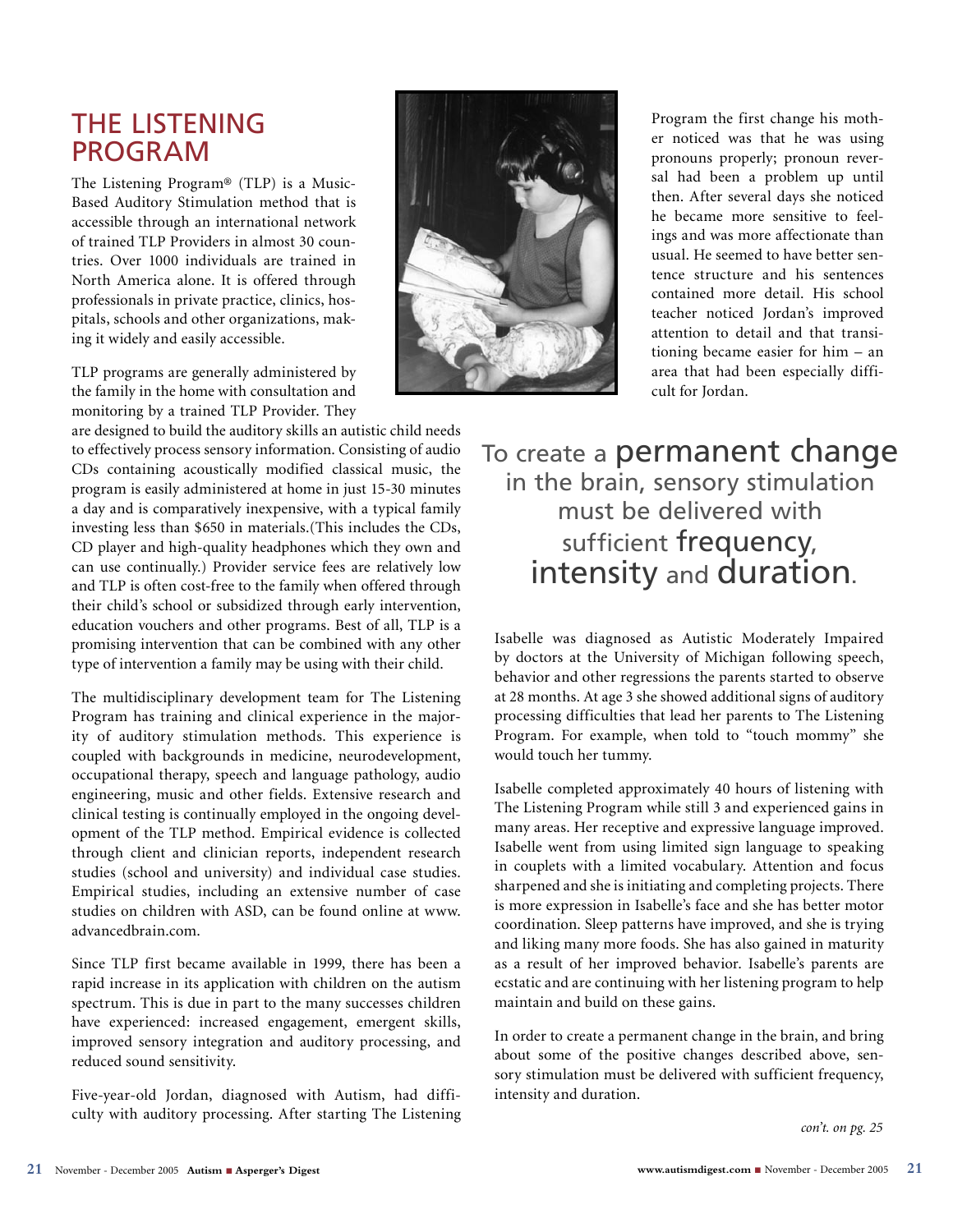# THE LISTENING PROGRAM

The Listening Program® (TLP) is a Music-Based Auditory Stimulation method that is accessible through an international network of trained TLP Providers in almost 30 countries. Over 1000 individuals are trained in North America alone. It is offered through professionals in private practice, clinics, hospitals, schools and other organizations, making it widely and easily accessible.

TLP programs are generally administered by the family in the home with consultation and monitoring by a trained TLP Provider. They are designed to build the auditory skills an autistic child needs to effectively process sensory information. Consisting of audio CDs containing acoustically modified classical music, the program is easily administered at home in just 15-30 minutes a day and is comparatively inexpensive, with a typical family investing less than $650 in materials.(This includes the CDs, CD player and high-quality headphones which they own and can use continually.) Provider service fees are relatively low and TLP is often cost-free to the family when offered through their child's school or subsidized through early intervention, education vouchers and other programs. Best of all, TLP is a promising intervention that can be combined with any other type of intervention a family may be using with their child.

The multidisciplinary development team for The Listening Program has training and clinical experience in the majority of auditory stimulation methods. This experience is coupled with backgrounds in medicine, neurodevelopment, occupational therapy, speech and language pathology, audio engineering, music and other fields. Extensive research and clinical testing is continually employed in the ongoing development of the TLP method. Empirical evidence is collected through client and clinician reports, independent research studies (school and university) and individual case studies. Empirical studies, including an extensive number of case studies on children with ASD, can be found online at www.advancedbrain.com.

Since TLP first became available in 1999, there has been a rapid increase in its application with children on the autism spectrum. This is due in part to the many successes children have experienced: increased engagement, emergent skills, improved sensory integration and auditory processing, and reduced sound sensitivity.

Five-year-old Jordan, diagnosed with Autism, had difficulty with auditory processing. After starting The Listening Program the first change his mother noticed was that he was using pronouns properly; pronoun reversal had been a problem up until then. After several days she noticed he became more sensitive to feelings and was more affectionate than usual. He seemed to have better sentence structure and his sentences contained more detail. His school teacher noticed Jordan's improved attention to detail and that transitioning became easier for him – an area that had been especially difficult for Jordan.

> To create a **permanent change** in the brain, sensory stimulation must be delivered with sufficient **frequency**, **intensity** and **duration**.

Isabelle was diagnosed as Autistic Moderately Impaired by doctors at the University of Michigan following speech, behavior and other regressions the parents started to observe at 28 months. At age 3 she showed additional signs of auditory processing difficulties that lead her parents to The Listening Program. For example, when told to "touch mommy" she would touch her tummy.

Isabelle completed approximately 40 hours of listening with The Listening Program while still 3 and experienced gains in many areas. Her receptive and expressive language improved. Isabelle went from using limited sign language to speaking in couplets with a limited vocabulary. Attention and focus sharpened and she is initiating and completing projects. There is more expression in Isabelle's face and she has better motor coordination. Sleep patterns have improved, and she is trying and liking many more foods. She has also gained in maturity as a result of her improved behavior. Isabelle's parents are ecstatic and are continuing with her listening program to help maintain and build on these gains.

In order to create a permanent change in the brain, and bring about some of the positive changes described above, sensory stimulation must be delivered with sufficient frequency, intensity and duration.

*con't. on pg. 25*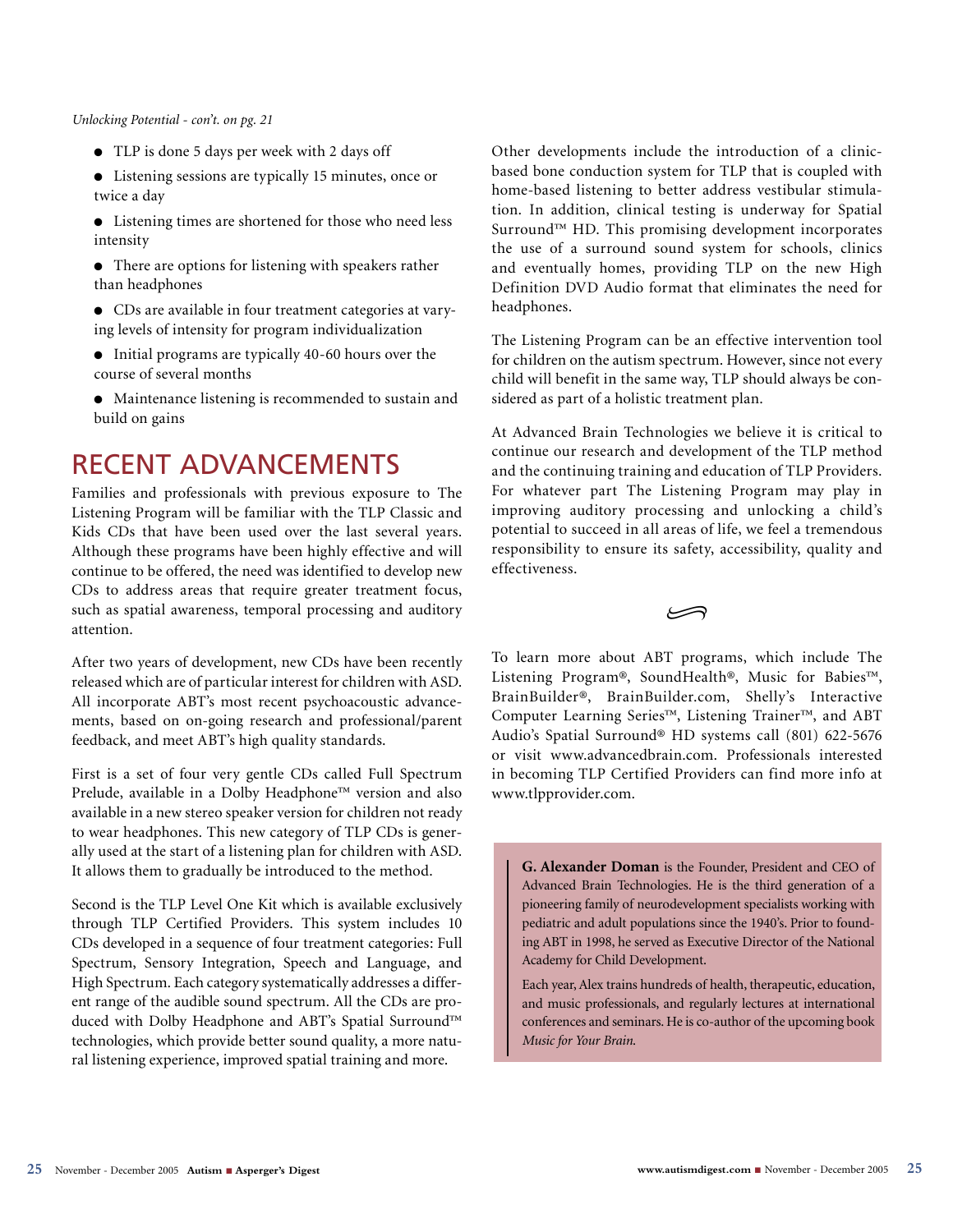*Unlocking Potential - con't. on pg. 21*

- TLP is done 5 days per week with 2 days off
- Listening sessions are typically 15 minutes, once or twice a day
- Listening times are shortened for those who need less intensity
- There are options for listening with speakers rather than headphones
- CDs are available in four treatment categories at varying levels of intensity for program individualization
- Initial programs are typically 40-60 hours over the course of several months
- Maintenance listening is recommended to sustain and build on gains

## RECENT ADVANCEMENTS

Families and professionals with previous exposure to The Listening Program will be familiar with the TLP Classic and Kids CDs that have been used over the last several years. Although these programs have been highly effective and will continue to be offered, the need was identified to develop new CDs to address areas that require greater treatment focus, such as spatial awareness, temporal processing and auditory attention.

After two years of development, new CDs have been recently released which are of particular interest for children with ASD. All incorporate ABT's most recent psychoacoustic advancements, based on on-going research and professional/parent feedback, and meet ABT's high quality standards.

First is a set of four very gentle CDs called Full Spectrum Prelude, available in a Dolby Headphone™ version and also available in a new stereo speaker version for children not ready to wear headphones. This new category of TLP CDs is generally used at the start of a listening plan for children with ASD. It allows them to gradually be introduced to the method.

Second is the TLP Level One Kit which is available exclusively through TLP Certified Providers. This system includes 10 CDs developed in a sequence of four treatment categories: Full Spectrum, Sensory Integration, Speech and Language, and High Spectrum. Each category systematically addresses a different range of the audible sound spectrum. All the CDs are produced with Dolby Headphone and ABT's Spatial Surround™ technologies, which provide better sound quality, a more natural listening experience, improved spatial training and more.

Other developments include the introduction of a clinic-based bone conduction system for TLP that is coupled with home-based listening to better address vestibular stimulation. In addition, clinical testing is underway for Spatial Surround™ HD. This promising development incorporates the use of a surround sound system for schools, clinics and eventually homes, providing TLP on the new High Definition DVD Audio format that eliminates the need for headphones.

The Listening Program can be an effective intervention tool for children on the autism spectrum. However, since not every child will benefit in the same way, TLP should always be considered as part of a holistic treatment plan.

At Advanced Brain Technologies we believe it is critical to continue our research and development of the TLP method and the continuing training and education of TLP Providers. For whatever part The Listening Program may play in improving auditory processing and unlocking a child's potential to succeed in all areas of life, we feel a tremendous responsibility to ensure its safety, accessibility, quality and effectiveness.

To learn more about ABT programs, which include The Listening Program®, SoundHealth®, Music for Babies™, BrainBuilder®, BrainBuilder.com, Shelly's Interactive Computer Learning Series™, Listening Trainer™, and ABT Audio's Spatial Surround® HD systems call (801) 622-5676 or visit www.advancedbrain.com. Professionals interested in becoming TLP Certified Providers can find more info at www.tlpprovider.com.

**G. Alexander Doman** is the Founder, President and CEO of Advanced Brain Technologies. He is the third generation of a pioneering family of neurodevelopment specialists working with pediatric and adult populations since the 1940's. Prior to founding ABT in 1998, he served as Executive Director of the National Academy for Child Development.

Each year, Alex trains hundreds of health, therapeutic, education, and music professionals, and regularly lectures at international conferences and seminars. He is co-author of the upcoming book *Music for Your Brain.*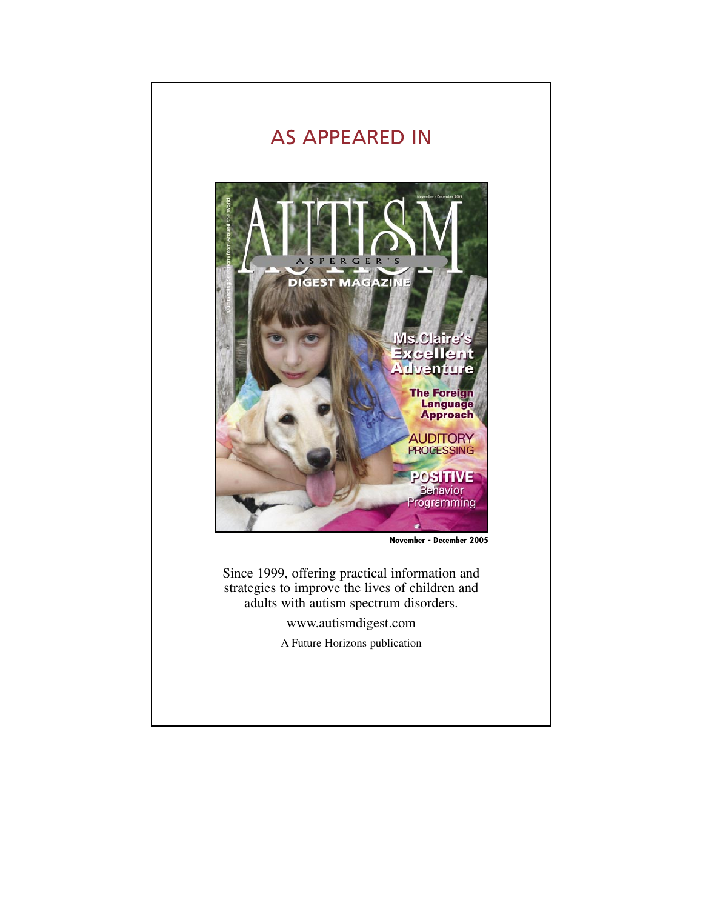# AS APPEARED IN

November - December 2005

Since 1999, offering practical information and strategies to improve the lives of children and adults with autism spectrum disorders.

www.autismdigest.com

A Future Horizons publication